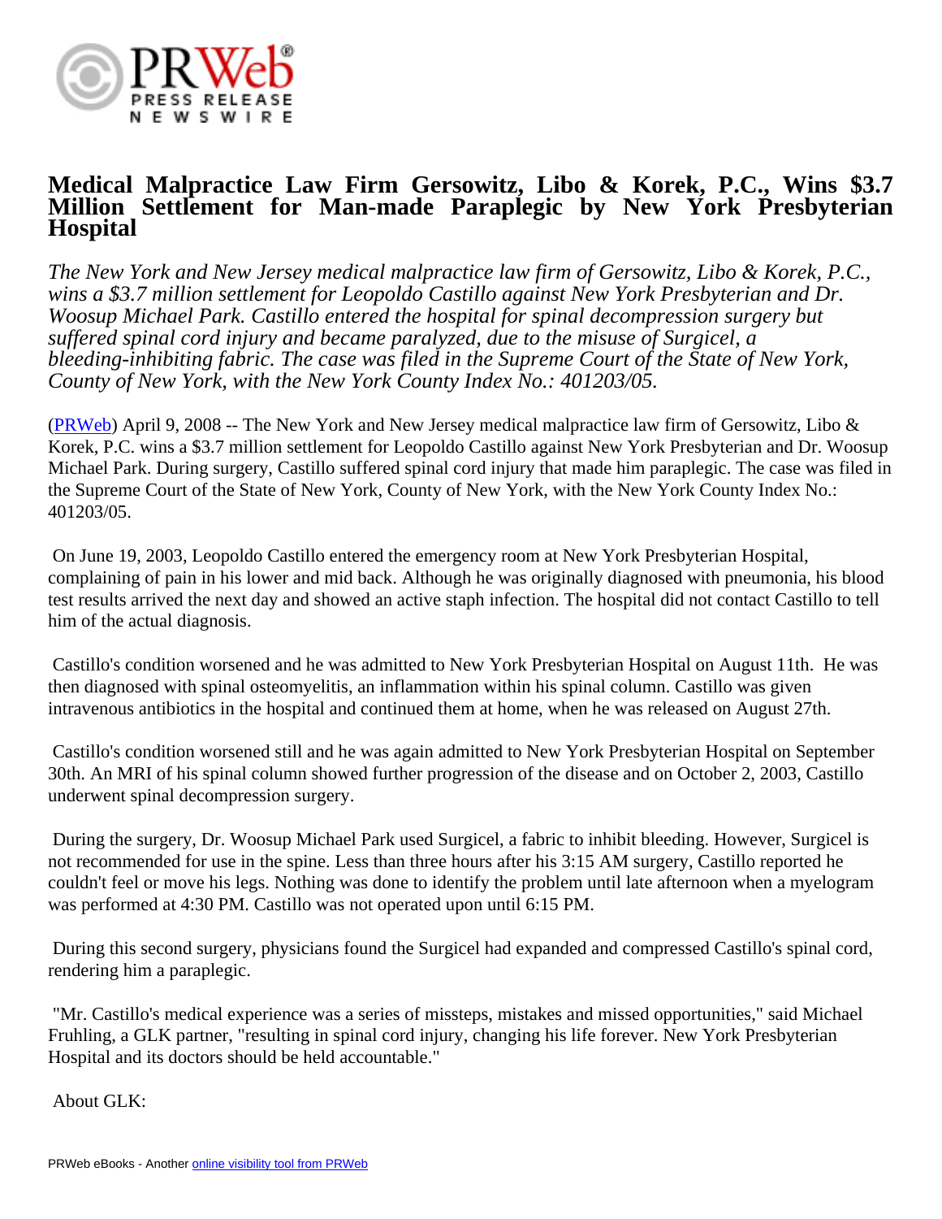# Medical Malpractice Law Firm Gersowitz, Libo & Korek, P.C., Wins $3.7 Million Settlement for Man-made Paraplegic by New York Presbyterian Hospital

*The New York and New Jersey medical malpractice law firm of Gersowitz, Libo & Korek, P.C., wins a $3.7 million settlement for Leopoldo Castillo against New York Presbyterian and Dr. Woosup Michael Park. Castillo entered the hospital for spinal decompression surgery but suffered spinal cord injury and became paralyzed, due to the misuse of Surgicel, a bleeding-inhibiting fabric. The case was filed in the Supreme Court of the State of New York, County of New York, with the New York County Index No.: 401203/05.*

(PRWeb) April 9, 2008 -- The New York and New Jersey medical malpractice law firm of Gersowitz, Libo & Korek, P.C. wins a $3.7 million settlement for Leopoldo Castillo against New York Presbyterian and Dr. Woosup Michael Park. During surgery, Castillo suffered spinal cord injury that made him paraplegic. The case was filed in the Supreme Court of the State of New York, County of New York, with the New York County Index No.: 401203/05.

On June 19, 2003, Leopoldo Castillo entered the emergency room at New York Presbyterian Hospital, complaining of pain in his lower and mid back. Although he was originally diagnosed with pneumonia, his blood test results arrived the next day and showed an active staph infection. The hospital did not contact Castillo to tell him of the actual diagnosis.

Castillo's condition worsened and he was admitted to New York Presbyterian Hospital on August 11th. He was then diagnosed with spinal osteomyelitis, an inflammation within his spinal column. Castillo was given intravenous antibiotics in the hospital and continued them at home, when he was released on August 27th.

Castillo's condition worsened still and he was again admitted to New York Presbyterian Hospital on September 30th. An MRI of his spinal column showed further progression of the disease and on October 2, 2003, Castillo underwent spinal decompression surgery.

During the surgery, Dr. Woosup Michael Park used Surgicel, a fabric to inhibit bleeding. However, Surgicel is not recommended for use in the spine. Less than three hours after his 3:15 AM surgery, Castillo reported he couldn't feel or move his legs. Nothing was done to identify the problem until late afternoon when a myelogram was performed at 4:30 PM. Castillo was not operated upon until 6:15 PM.

During this second surgery, physicians found the Surgicel had expanded and compressed Castillo's spinal cord, rendering him a paraplegic.

"Mr. Castillo's medical experience was a series of missteps, mistakes and missed opportunities," said Michael Fruhling, a GLK partner, "resulting in spinal cord injury, changing his life forever. New York Presbyterian Hospital and its doctors should be held accountable."

About GLK: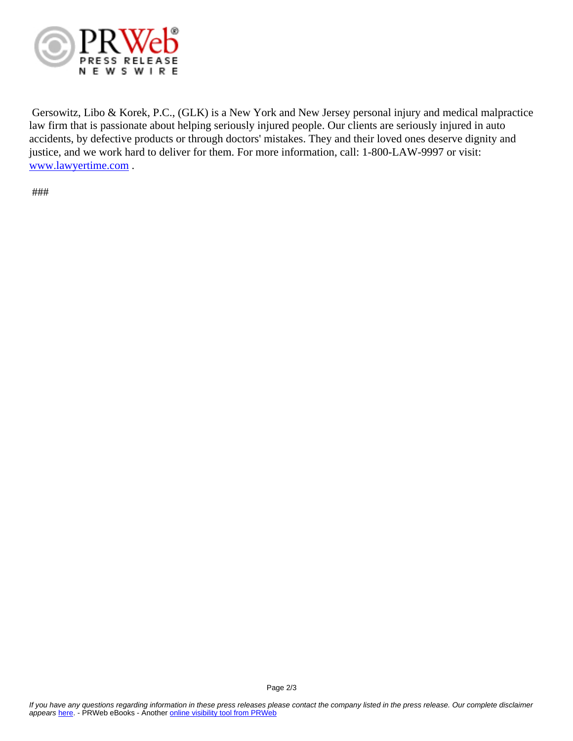Gersowitz, Libo & Korek, P.C., (GLK) is a New York and New Jersey personal injury and medical malpractice law firm that is passionate about helping seriously injured people. Our clients are seriously injured in auto accidents, by defective products or through doctors' mistakes. They and their loved ones deserve dignity and justice, and we work hard to deliver for them. For more information, call: 1-800-LAW-9997 or visit: [www.lawyertime.com](http://www.lawyertime.com) .

###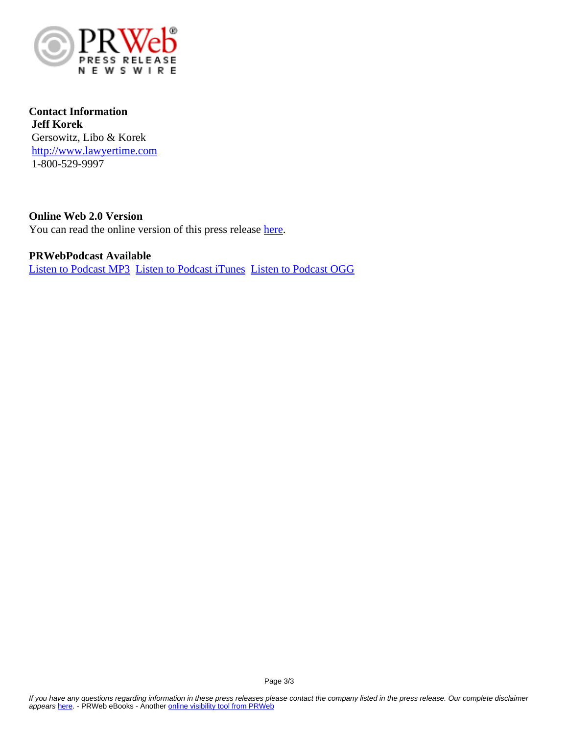**Contact Information**
**Jeff Korek**
Gersowitz, Libo & Korek
http://www.lawyertime.com
1-800-529-9997

**Online Web 2.0 Version**
You can read the online version of this press release here.

**PRWebPodcast Available**
Listen to Podcast MP3 Listen to Podcast iTunes Listen to Podcast OGG

*If you have any questions regarding information in these press releases please contact the company listed in the press release. Our complete disclaimer appears here.* - PRWeb eBooks - Another online visibility tool from PRWeb